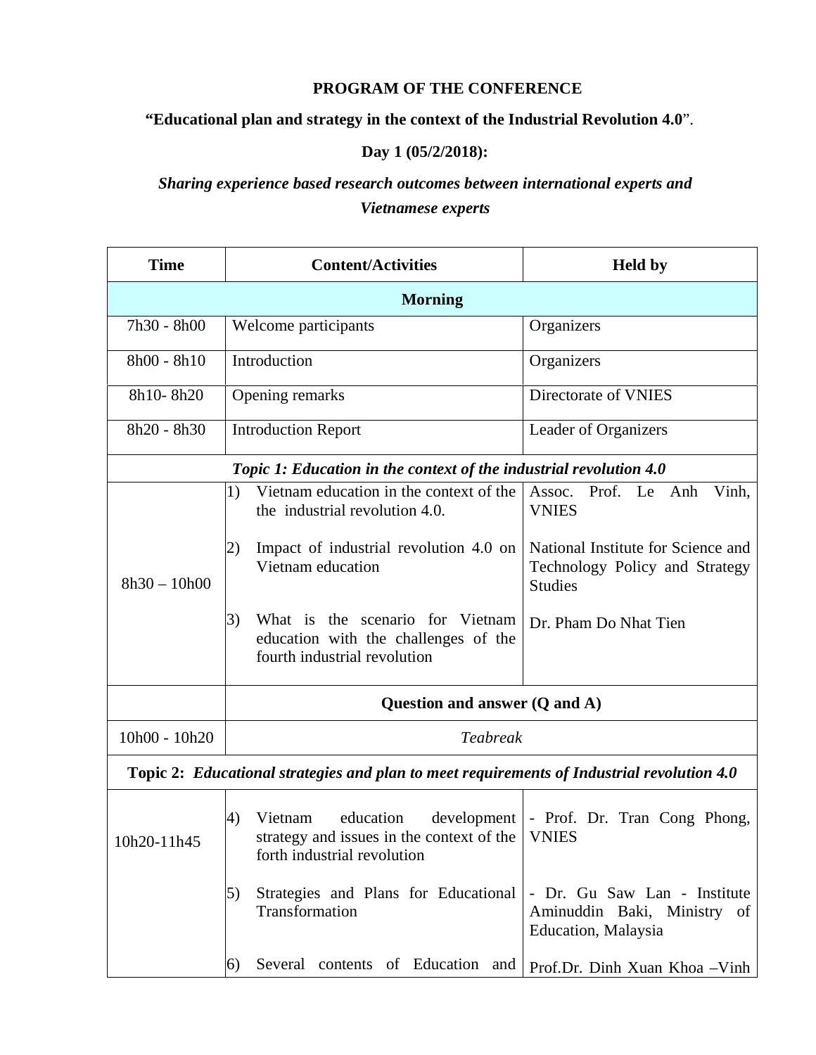**PROGRAM OF THE CONFERENCE**

**"Educational plan and strategy in the context of the Industrial Revolution 4.0**".

**Day 1 (05/2/2018):**

***Sharing experience based research outcomes between international experts and Vietnamese experts***

| Time | Content/Activities | Held by |
|---|---|---|
| **Morning** | | |
| 7h30 - 8h00 | Welcome participants | Organizers |
| 8h00 - 8h10 | Introduction | Organizers |
| 8h10- 8h20 | Opening remarks | Directorate of VNIES |
| 8h20 - 8h30 | Introduction Report | Leader of Organizers |
| ***Topic 1: Education in the context of the industrial revolution 4.0*** | | |
| 8h30 – 10h00 | 1) Vietnam education in the context of the the industrial revolution 4.0.<br><br>2) Impact of industrial revolution 4.0 on Vietnam education<br><br>3) What is the scenario for Vietnam education with the challenges of the fourth industrial revolution | Assoc. Prof. Le Anh Vinh, VNIES<br><br>National Institute for Science and Technology Policy and Strategy Studies<br><br>Dr. Pham Do Nhat Tien |
| | **Question and answer (Q and A)** | |
| 10h00 - 10h20 | *Teabreak* | |
| **Topic 2:** ***Educational strategies and plan to meet requirements of Industrial revolution 4.0*** | | |
| 10h20-11h45 | 4) Vietnam education development strategy and issues in the context of the forth industrial revolution<br><br>5) Strategies and Plans for Educational Transformation<br><br>6) Several contents of Education and | - Prof. Dr. Tran Cong Phong, VNIES<br><br>- Dr. Gu Saw Lan - Institute Aminuddin Baki, Ministry of Education, Malaysia<br><br>Prof.Dr. Dinh Xuan Khoa –Vinh |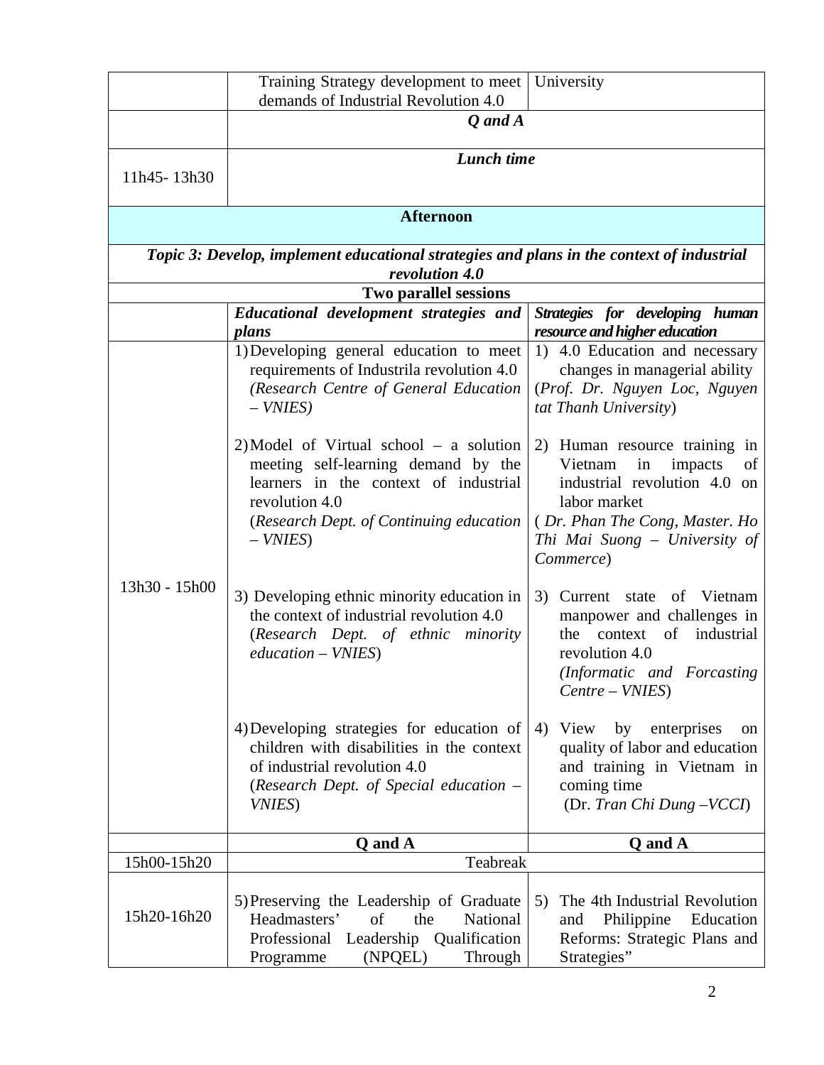| | | |
|---|---|---|
| | Training Strategy development to meet demands of Industrial Revolution 4.0 | University |
| | ***Q and A*** | |
| 11h45- 13h30 | ***Lunch time*** | |
| **Afternoon** | | |
| ***Topic 3: Develop, implement educational strategies and plans in the context of industrial revolution 4.0*** | | |
| **Two parallel sessions** | | |
| | ***Educational development strategies and plans*** | ***Strategies for developing human resource and higher education*** |
| 13h30 - 15h00 | 1) Developing general education to meet requirements of Industrila revolution 4.0 *(Research Centre of General Education – VNIES)*<br><br>2) Model of Virtual school – a solution meeting self-learning demand by the learners in the context of industrial revolution 4.0 (*Research Dept. of Continuing education – VNIES*)<br><br>3) Developing ethnic minority education in the context of industrial revolution 4.0 (*Research Dept. of ethnic minority education – VNIES*)<br><br>4) Developing strategies for education of children with disabilities in the context of industrial revolution 4.0 (*Research Dept. of Special education – VNIES*) | 1) 4.0 Education and necessary changes in managerial ability (*Prof. Dr. Nguyen Loc, Nguyen tat Thanh University*)<br><br>2) Human resource training in Vietnam in impacts of industrial revolution 4.0 on labor market ( *Dr. Phan The Cong, Master. Ho Thi Mai Suong – University of Commerce*)<br><br>3) Current state of Vietnam manpower and challenges in the context of industrial revolution 4.0 *(Informatic and Forcasting Centre – VNIES*)<br><br>4) View by enterprises on quality of labor and education and training in Vietnam in coming time (Dr. *Tran Chi Dung –VCCI*) |
| | **Q and A** | **Q and A** |
| 15h00-15h20 | Teabreak | |
| 15h20-16h20 | 5) Preserving the Leadership of Graduate Headmasters' of the National Professional Leadership Qualification Programme (NPQEL) Through | 5) The 4th Industrial Revolution and Philippine Education Reforms: Strategic Plans and Strategies" |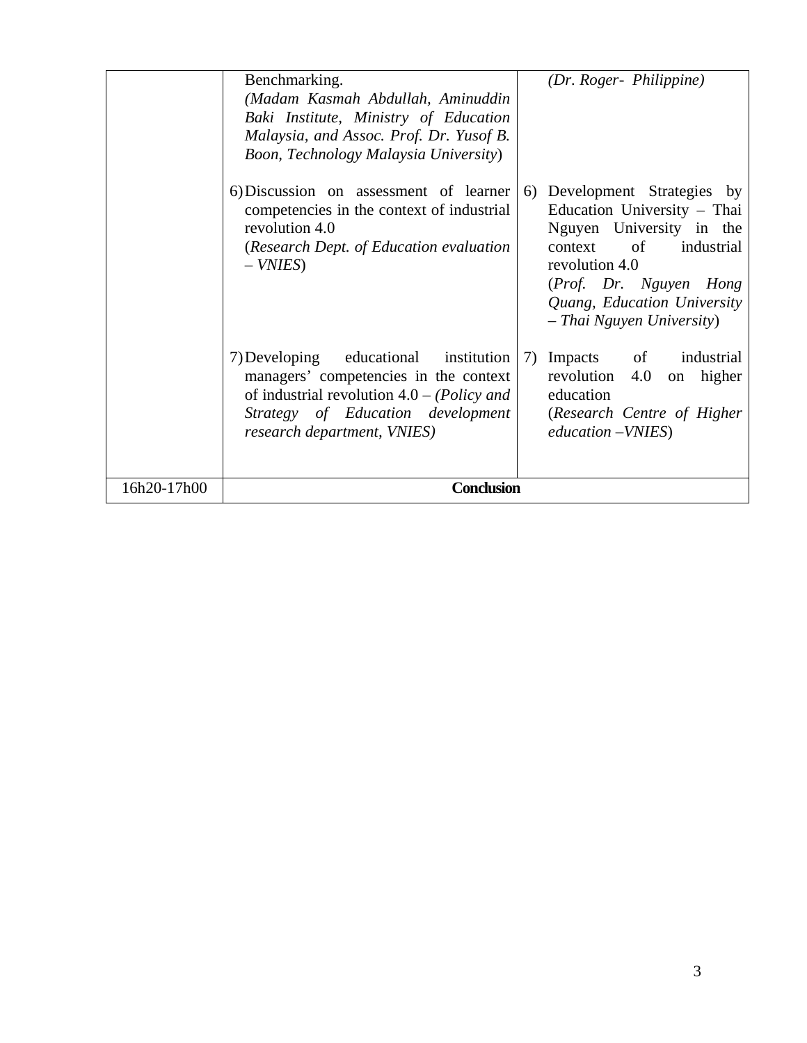| | | |
|---|---|---|
| | Benchmarking. *(Madam Kasmah Abdullah, Aminuddin Baki Institute, Ministry of Education Malaysia, and Assoc. Prof. Dr. Yusof B. Boon, Technology Malaysia University)* | *(Dr. Roger- Philippine)* |
| | 6) Discussion on assessment of learner competencies in the context of industrial revolution 4.0 (*Research Dept. of Education evaluation – VNIES*) | 6) Development Strategies by Education University – Thai Nguyen University in the context of industrial revolution 4.0 (*Prof. Dr. Nguyen Hong Quang, Education University – Thai Nguyen University*) |
| | 7) Developing educational institution managers' competencies in the context of industrial revolution 4.0 – *(Policy and Strategy of Education development research department, VNIES)* | 7) Impacts of industrial revolution 4.0 on higher education (*Research Centre of Higher education –VNIES*) |
| 16h20-17h00 | **Conclusion** | |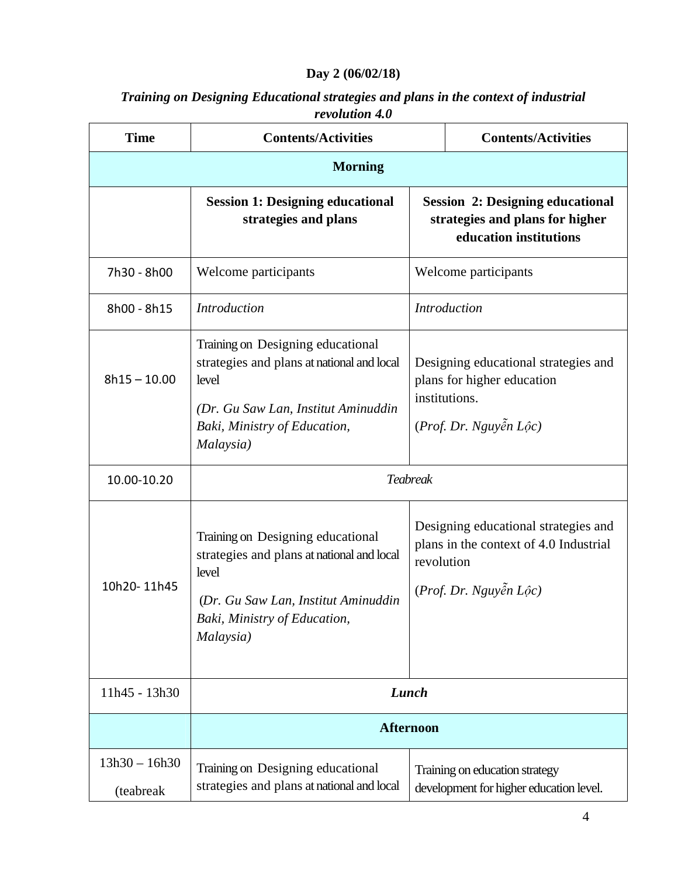**Day 2 (06/02/18)**

***Training on Designing Educational strategies and plans in the context of industrial revolution 4.0***

| Time | Contents/Activities | Contents/Activities |
|---|---|---|
| **Morning** | | |
| | **Session 1: Designing educational strategies and plans** | **Session 2: Designing educational strategies and plans for higher education institutions** |
| 7h30 - 8h00 | Welcome participants | Welcome participants |
| 8h00 - 8h15 | *Introduction* | *Introduction* |
| 8h15 – 10.00 | Training on Designing educational strategies and plans at national and local level<br>*(Dr. Gu Saw Lan, Institut Aminuddin Baki, Ministry of Education, Malaysia)* | Designing educational strategies and plans for higher education institutions.<br>(*Prof. Dr. Nguyễn Lộc*) |
| 10.00-10.20 | *Teabreak* | |
| 10h20- 11h45 | Training on Designing educational strategies and plans at national and local level<br>(*Dr. Gu Saw Lan, Institut Aminuddin Baki, Ministry of Education, Malaysia)* | Designing educational strategies and plans in the context of 4.0 Industrial revolution<br>(*Prof. Dr. Nguyễn Lộc*) |
| 11h45 - 13h30 | ***Lunch*** | |
| | **Afternoon** | |
| 13h30 – 16h30<br>(teabreak | Training on Designing educational strategies and plans at national and local | Training on education strategy development for higher education level. |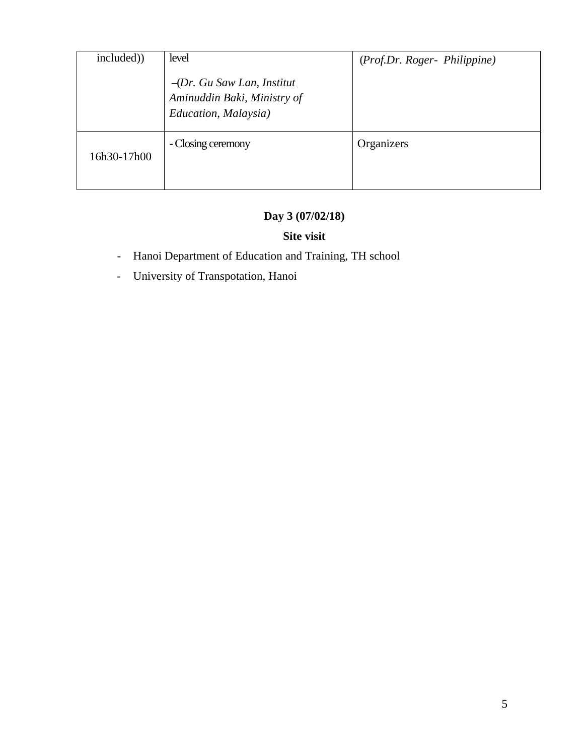| | | |
|---|---|---|
| included)) | level<br><br>–*(Dr. Gu Saw Lan, Institut Aminuddin Baki, Ministry of Education, Malaysia)* | (*Prof.Dr. Roger- Philippine)* |
| 16h30-17h00 | - Closing ceremony | Organizers |

**Day 3 (07/02/18)**

**Site visit**

- Hanoi Department of Education and Training, TH school
- University of Transpotation, Hanoi